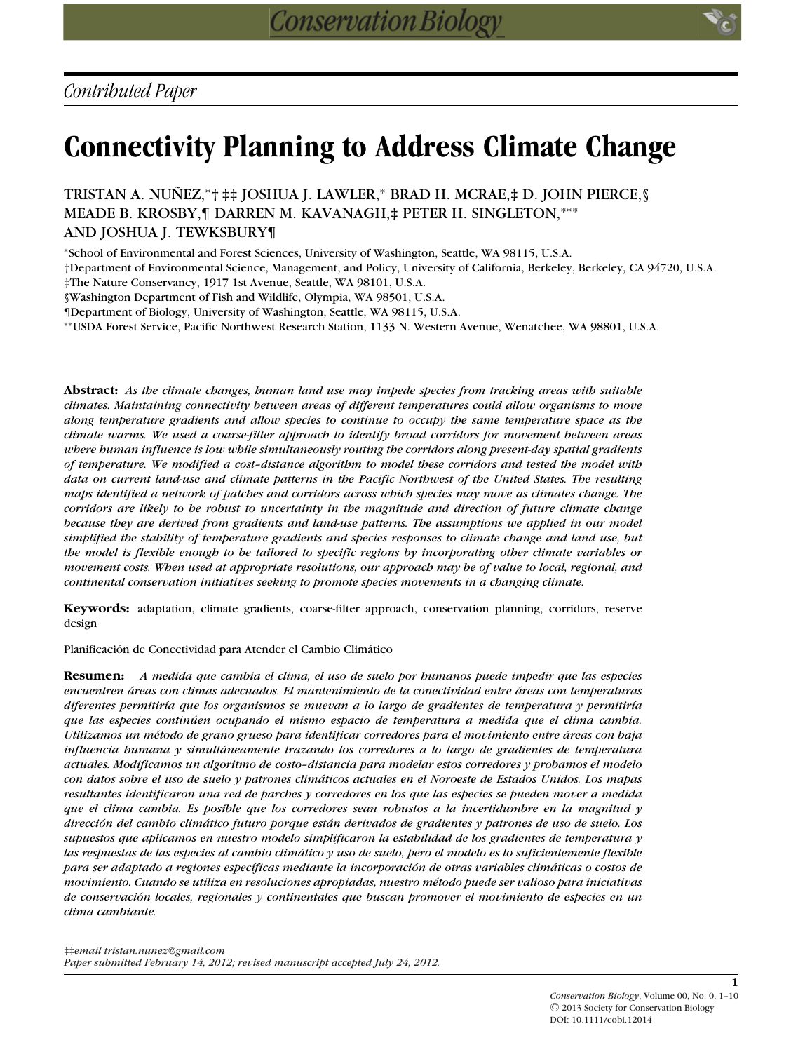*Contributed Paper*

# Connectivity Planning to Address Climate Change

TRISTAN A. NUÑEZ,[*][†][‡‡] JOSHUA J. LAWLER,[*] BRAD H. MCRAE,[‡] D. JOHN PIERCE,[§] MEADE B. KROSBY,[¶] DARREN M. KAVANAGH,[‡] PETER H. SINGLETON,[**] AND JOSHUA J. TEWKSBURY[¶]

[*]School of Environmental and Forest Sciences, University of Washington, Seattle, WA 98115, U.S.A.
[†]Department of Environmental Science, Management, and Policy, University of California, Berkeley, Berkeley, CA 94720, U.S.A.
[‡]The Nature Conservancy, 1917 1st Avenue, Seattle, WA 98101, U.S.A.
[§]Washington Department of Fish and Wildlife, Olympia, WA 98501, U.S.A.
[¶]Department of Biology, University of Washington, Seattle, WA 98115, U.S.A.
[**]USDA Forest Service, Pacific Northwest Research Station, 1133 N. Western Avenue, Wenatchee, WA 98801, U.S.A.

**Abstract:** *As the climate changes, human land use may impede species from tracking areas with suitable climates. Maintaining connectivity between areas of different temperatures could allow organisms to move along temperature gradients and allow species to continue to occupy the same temperature space as the climate warms. We used a coarse-filter approach to identify broad corridors for movement between areas where human influence is low while simultaneously routing the corridors along present-day spatial gradients of temperature. We modified a cost–distance algorithm to model these corridors and tested the model with data on current land-use and climate patterns in the Pacific Northwest of the United States. The resulting maps identified a network of patches and corridors across which species may move as climates change. The corridors are likely to be robust to uncertainty in the magnitude and direction of future climate change because they are derived from gradients and land-use patterns. The assumptions we applied in our model simplified the stability of temperature gradients and species responses to climate change and land use, but the model is flexible enough to be tailored to specific regions by incorporating other climate variables or movement costs. When used at appropriate resolutions, our approach may be of value to local, regional, and continental conservation initiatives seeking to promote species movements in a changing climate.*

**Keywords:** adaptation, climate gradients, coarse-filter approach, conservation planning, corridors, reserve design

Planificación de Conectividad para Atender el Cambio Climático

**Resumen:** *A medida que cambia el clima, el uso de suelo por humanos puede impedir que las especies encuentren áreas con climas adecuados. El mantenimiento de la conectividad entre áreas con temperaturas diferentes permitiría que los organismos se muevan a lo largo de gradientes de temperatura y permitiría que las especies continúen ocupando el mismo espacio de temperatura a medida que el clima cambia. Utilizamos un método de grano grueso para identificar corredores para el movimiento entre áreas con baja influencia humana y simultáneamente trazando los corredores a lo largo de gradientes de temperatura actuales. Modificamos un algoritmo de costo–distancia para modelar estos corredores y probamos el modelo con datos sobre el uso de suelo y patrones climáticos en el Noroeste de Estados Unidos. Los mapas resultantes identificaron una red de parches y corredores en los que las especies se pueden mover a medida que el clima cambia. Es posible que los corredores sean robustos a la incertidumbre en la magnitud y dirección del cambio climático futuro porque están derivados de gradientes y patrones de uso de suelo. Los supuestos que aplicamos en nuestro modelo simplificaron la estabilidad de los gradientes de temperatura y las respuestas de las especies al cambio climático y uso de suelo, pero el modelo es lo suficientemente flexible para ser adaptado a regiones específicas mediante la incorporación de otras variables climáticas o costos de movimiento. Cuando se utiliza en resoluciones apropiadas, nuestro método puede ser valioso para iniciativas de conservación locales, regionales y continentales que buscan promover el movimiento de especies en un clima cambiante.*

[‡‡]*email tristan.nunez@gmail.com*
*Paper submitted February 14, 2012; revised manuscript accepted July 24, 2012.*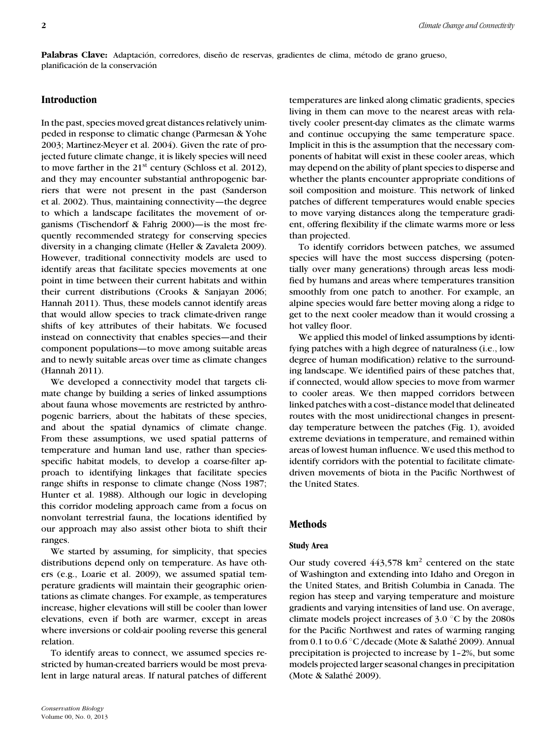**Palabras Clave:** Adaptación, corredores, diseño de reservas, gradientes de clima, método de grano grueso, planificación de la conservación

## Introduction

In the past, species moved great distances relatively unimpeded in response to climatic change (Parmesan & Yohe 2003; Martinez-Meyer et al. 2004). Given the rate of projected future climate change, it is likely species will need to move farther in the 21st century (Schloss et al. 2012), and they may encounter substantial anthropogenic barriers that were not present in the past (Sanderson et al. 2002). Thus, maintaining connectivity—the degree to which a landscape facilitates the movement of organisms (Tischendorf & Fahrig 2000)—is the most frequently recommended strategy for conserving species diversity in a changing climate (Heller & Zavaleta 2009). However, traditional connectivity models are used to identify areas that facilitate species movements at one point in time between their current habitats and within their current distributions (Crooks & Sanjayan 2006; Hannah 2011). Thus, these models cannot identify areas that would allow species to track climate-driven range shifts of key attributes of their habitats. We focused instead on connectivity that enables species—and their component populations—to move among suitable areas and to newly suitable areas over time as climate changes (Hannah 2011).

We developed a connectivity model that targets climate change by building a series of linked assumptions about fauna whose movements are restricted by anthropogenic barriers, about the habitats of these species, and about the spatial dynamics of climate change. From these assumptions, we used spatial patterns of temperature and human land use, rather than species-specific habitat models, to develop a coarse-filter approach to identifying linkages that facilitate species range shifts in response to climate change (Noss 1987; Hunter et al. 1988). Although our logic in developing this corridor modeling approach came from a focus on nonvolant terrestrial fauna, the locations identified by our approach may also assist other biota to shift their ranges.

We started by assuming, for simplicity, that species distributions depend only on temperature. As have others (e.g., Loarie et al. 2009), we assumed spatial temperature gradients will maintain their geographic orientations as climate changes. For example, as temperatures increase, higher elevations will still be cooler than lower elevations, even if both are warmer, except in areas where inversions or cold-air pooling reverse this general relation.

To identify areas to connect, we assumed species restricted by human-created barriers would be most prevalent in large natural areas. If natural patches of different temperatures are linked along climatic gradients, species living in them can move to the nearest areas with relatively cooler present-day climates as the climate warms and continue occupying the same temperature space. Implicit in this is the assumption that the necessary components of habitat will exist in these cooler areas, which may depend on the ability of plant species to disperse and whether the plants encounter appropriate conditions of soil composition and moisture. This network of linked patches of different temperatures would enable species to move varying distances along the temperature gradient, offering flexibility if the climate warms more or less than projected.

To identify corridors between patches, we assumed species will have the most success dispersing (potentially over many generations) through areas less modified by humans and areas where temperatures transition smoothly from one patch to another. For example, an alpine species would fare better moving along a ridge to get to the next cooler meadow than it would crossing a hot valley floor.

We applied this model of linked assumptions by identifying patches with a high degree of naturalness (i.e., low degree of human modification) relative to the surrounding landscape. We identified pairs of these patches that, if connected, would allow species to move from warmer to cooler areas. We then mapped corridors between linked patches with a cost–distance model that delineated routes with the most unidirectional changes in present-day temperature between the patches (Fig. 1), avoided extreme deviations in temperature, and remained within areas of lowest human influence. We used this method to identify corridors with the potential to facilitate climate-driven movements of biota in the Pacific Northwest of the United States.

## Methods

### Study Area

Our study covered 443,578 km$^2$ centered on the state of Washington and extending into Idaho and Oregon in the United States, and British Columbia in Canada. The region has steep and varying temperature and moisture gradients and varying intensities of land use. On average, climate models project increases of 3.0 °C by the 2080s for the Pacific Northwest and rates of warming ranging from 0.1 to 0.6 °C/decade (Mote & Salathé 2009). Annual precipitation is projected to increase by 1–2%, but some models projected larger seasonal changes in precipitation (Mote & Salathé 2009).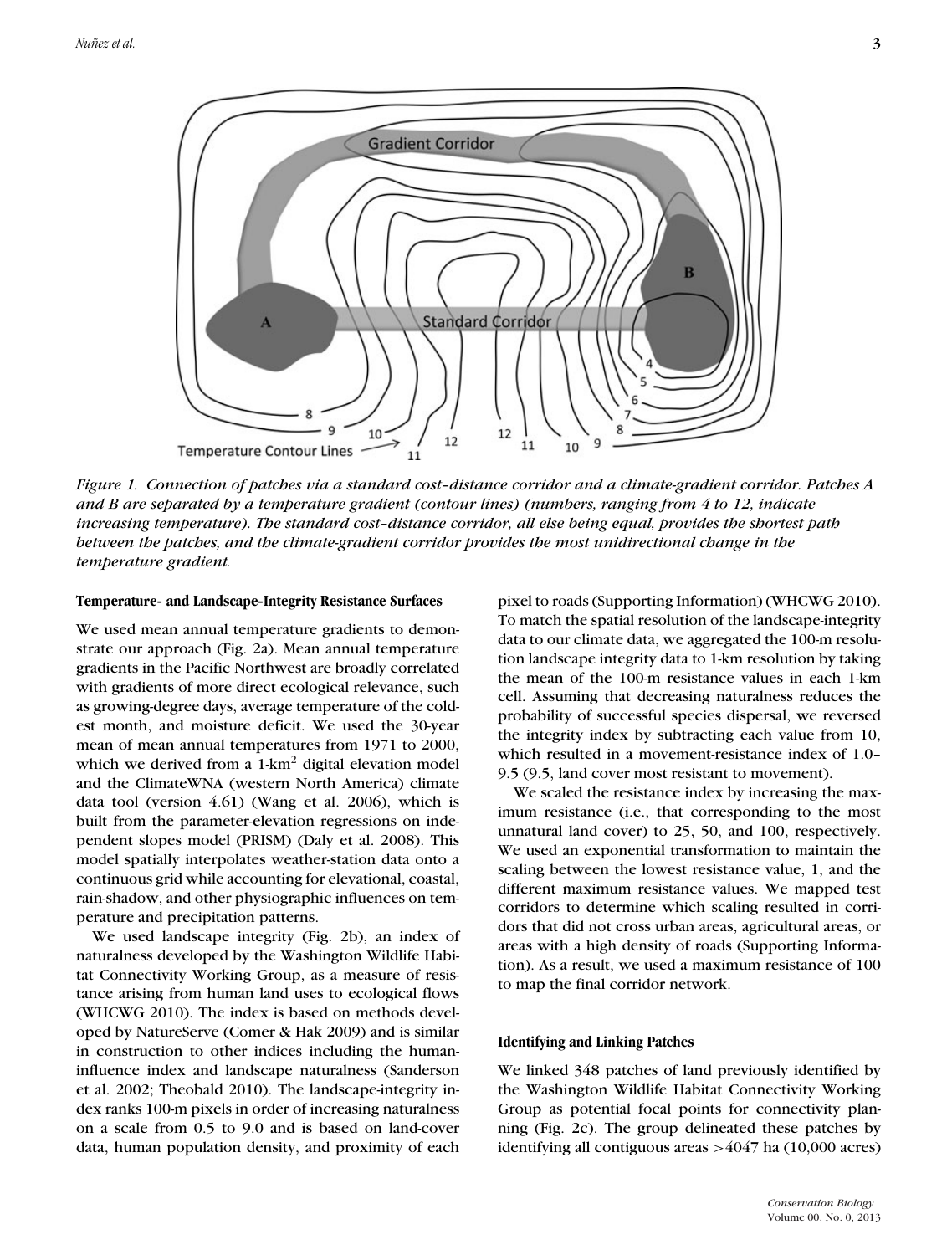*Figure 1. Connection of patches via a standard cost–distance corridor and a climate-gradient corridor. Patches A and B are separated by a temperature gradient (contour lines) (numbers, ranging from 4 to 12, indicate increasing temperature). The standard cost–distance corridor, all else being equal, provides the shortest path between the patches, and the climate-gradient corridor provides the most unidirectional change in the temperature gradient.*

#### Temperature- and Landscape-Integrity Resistance Surfaces

We used mean annual temperature gradients to demonstrate our approach (Fig. 2a). Mean annual temperature gradients in the Pacific Northwest are broadly correlated with gradients of more direct ecological relevance, such as growing-degree days, average temperature of the coldest month, and moisture deficit. We used the 30-year mean of mean annual temperatures from 1971 to 2000, which we derived from a 1-km$^2$ digital elevation model and the ClimateWNA (western North America) climate data tool (version 4.61) (Wang et al. 2006), which is built from the parameter-elevation regressions on independent slopes model (PRISM) (Daly et al. 2008). This model spatially interpolates weather-station data onto a continuous grid while accounting for elevational, coastal, rain-shadow, and other physiographic influences on temperature and precipitation patterns.

We used landscape integrity (Fig. 2b), an index of naturalness developed by the Washington Wildlife Habitat Connectivity Working Group, as a measure of resistance arising from human land uses to ecological flows (WHCWG 2010). The index is based on methods developed by NatureServe (Comer & Hak 2009) and is similar in construction to other indices including the human-influence index and landscape naturalness (Sanderson et al. 2002; Theobald 2010). The landscape-integrity index ranks 100-m pixels in order of increasing naturalness on a scale from 0.5 to 9.0 and is based on land-cover data, human population density, and proximity of each pixel to roads (Supporting Information) (WHCWG 2010). To match the spatial resolution of the landscape-integrity data to our climate data, we aggregated the 100-m resolution landscape integrity data to 1-km resolution by taking the mean of the 100-m resistance values in each 1-km cell. Assuming that decreasing naturalness reduces the probability of successful species dispersal, we reversed the integrity index by subtracting each value from 10, which resulted in a movement-resistance index of 1.0–9.5 (9.5, land cover most resistant to movement).

We scaled the resistance index by increasing the maximum resistance (i.e., that corresponding to the most unnatural land cover) to 25, 50, and 100, respectively. We used an exponential transformation to maintain the scaling between the lowest resistance value, 1, and the different maximum resistance values. We mapped test corridors to determine which scaling resulted in corridors that did not cross urban areas, agricultural areas, or areas with a high density of roads (Supporting Information). As a result, we used a maximum resistance of 100 to map the final corridor network.

#### Identifying and Linking Patches

We linked 348 patches of land previously identified by the Washington Wildlife Habitat Connectivity Working Group as potential focal points for connectivity planning (Fig. 2c). The group delineated these patches by identifying all contiguous areas >4047 ha (10,000 acres)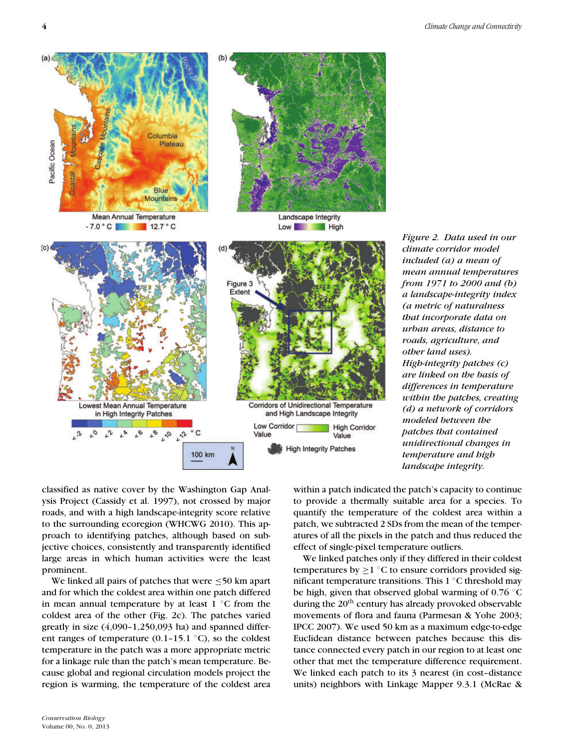*Figure 2. Data used in our climate corridor model included (a) a mean of mean annual temperatures from 1971 to 2000 and (b) a landscape-integrity index (a metric of naturalness that incorporate data on urban areas, distance to roads, agriculture, and other land uses). High-integrity patches (c) are linked on the basis of differences in temperature within the patches, creating (d) a network of corridors modeled between the patches that contained unidirectional changes in temperature and high landscape integrity.*

classified as native cover by the Washington Gap Analysis Project (Cassidy et al. 1997), not crossed by major roads, and with a high landscape-integrity score relative to the surrounding ecoregion (WHCWG 2010). This approach to identifying patches, although based on subjective choices, consistently and transparently identified large areas in which human activities were the least prominent.

We linked all pairs of patches that were ≤50 km apart and for which the coldest area within one patch differed in mean annual temperature by at least 1 °C from the coldest area of the other (Fig. 2c). The patches varied greatly in size (4,090–1,250,093 ha) and spanned different ranges of temperature (0.1–15.1 °C), so the coldest temperature in the patch was a more appropriate metric for a linkage rule than the patch's mean temperature. Because global and regional circulation models project the region is warming, the temperature of the coldest area within a patch indicated the patch's capacity to continue to provide a thermally suitable area for a species. To quantify the temperature of the coldest area within a patch, we subtracted 2 SDs from the mean of the temperatures of all the pixels in the patch and thus reduced the effect of single-pixel temperature outliers.

We linked patches only if they differed in their coldest temperatures by ≥1 °C to ensure corridors provided significant temperature transitions. This 1 °C threshold may be high, given that observed global warming of 0.76 °C during the 20th century has already provoked observable movements of flora and fauna (Parmesan & Yohe 2003; IPCC 2007). We used 50 km as a maximum edge-to-edge Euclidean distance between patches because this distance connected every patch in our region to at least one other that met the temperature difference requirement. We linked each patch to its 3 nearest (in cost–distance units) neighbors with Linkage Mapper 9.3.1 (McRae &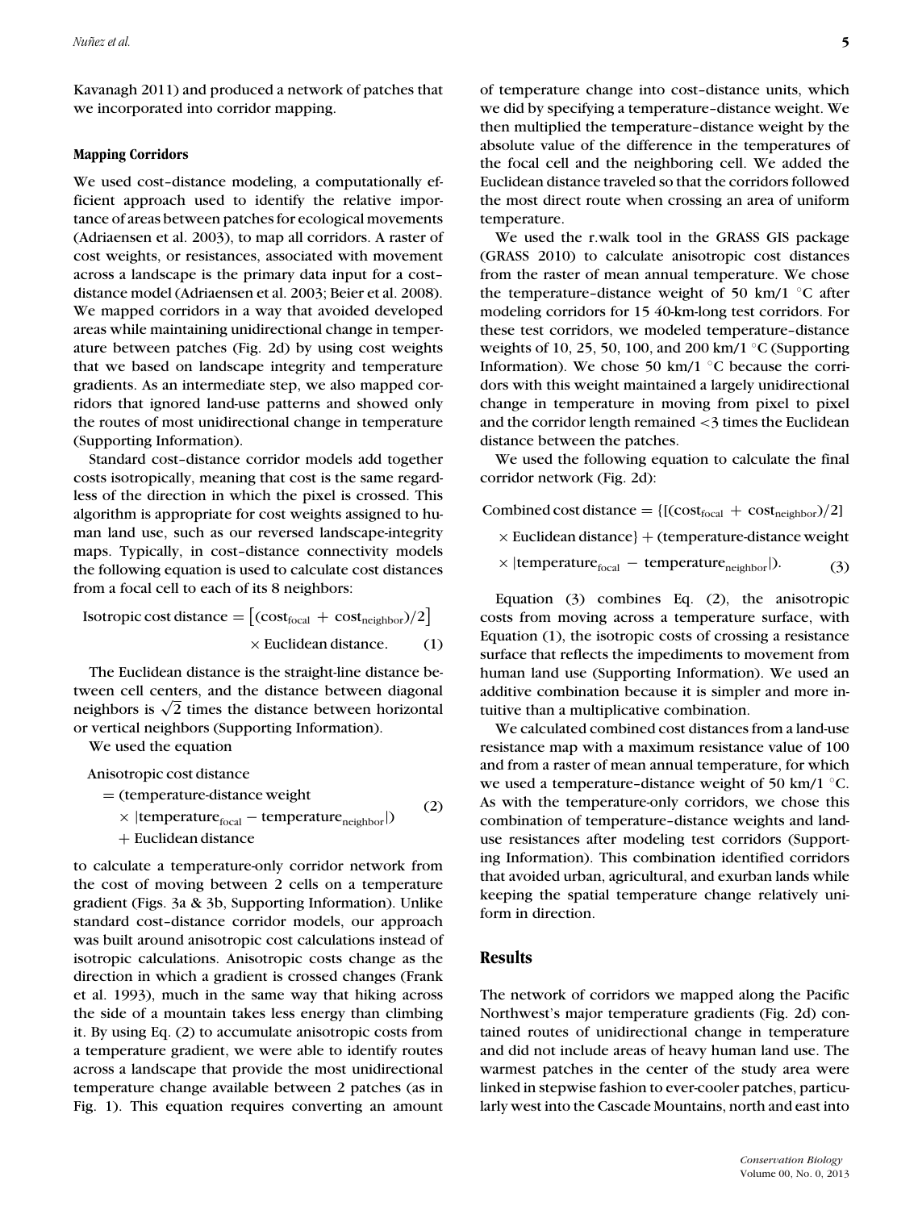Kavanagh 2011) and produced a network of patches that we incorporated into corridor mapping.

### Mapping Corridors

We used cost–distance modeling, a computationally efficient approach used to identify the relative importance of areas between patches for ecological movements (Adriaensen et al. 2003), to map all corridors. A raster of cost weights, or resistances, associated with movement across a landscape is the primary data input for a cost–distance model (Adriaensen et al. 2003; Beier et al. 2008). We mapped corridors in a way that avoided developed areas while maintaining unidirectional change in temperature between patches (Fig. 2d) by using cost weights that we based on landscape integrity and temperature gradients. As an intermediate step, we also mapped corridors that ignored land-use patterns and showed only the routes of most unidirectional change in temperature (Supporting Information).

Standard cost–distance corridor models add together costs isotropically, meaning that cost is the same regardless of the direction in which the pixel is crossed. This algorithm is appropriate for cost weights assigned to human land use, such as our reversed landscape-integrity maps. Typically, in cost–distance connectivity models the following equation is used to calculate cost distances from a focal cell to each of its 8 neighbors:

$$\text{Isotropic cost distance} = \left[(\text{cost}_{\text{focal}} + \text{cost}_{\text{neighbor}})/2\right] \times \text{Euclidean distance}. \qquad (1)$$

The Euclidean distance is the straight-line distance between cell centers, and the distance between diagonal neighbors is $\sqrt{2}$ times the distance between horizontal or vertical neighbors (Supporting Information).

We used the equation

$$\begin{aligned}\text{Anisotropic cost distance} &= (\text{temperature-distance weight} \\ &\quad \times |\text{temperature}_{\text{focal}} - \text{temperature}_{\text{neighbor}}|) \\ &\quad + \text{Euclidean distance}\end{aligned} \qquad (2)$$

to calculate a temperature-only corridor network from the cost of moving between 2 cells on a temperature gradient (Figs. 3a & 3b, Supporting Information). Unlike standard cost–distance corridor models, our approach was built around anisotropic cost calculations instead of isotropic calculations. Anisotropic costs change as the direction in which a gradient is crossed changes (Frank et al. 1993), much in the same way that hiking across the side of a mountain takes less energy than climbing it. By using Eq. (2) to accumulate anisotropic costs from a temperature gradient, we were able to identify routes across a landscape that provide the most unidirectional temperature change available between 2 patches (as in Fig. 1). This equation requires converting an amount of temperature change into cost–distance units, which we did by specifying a temperature–distance weight. We then multiplied the temperature–distance weight by the absolute value of the difference in the temperatures of the focal cell and the neighboring cell. We added the Euclidean distance traveled so that the corridors followed the most direct route when crossing an area of uniform temperature.

We used the r.walk tool in the GRASS GIS package (GRASS 2010) to calculate anisotropic cost distances from the raster of mean annual temperature. We chose the temperature–distance weight of 50 km/1 °C after modeling corridors for 15 40-km-long test corridors. For these test corridors, we modeled temperature–distance weights of 10, 25, 50, 100, and 200 km/1 °C (Supporting Information). We chose 50 km/1 °C because the corridors with this weight maintained a largely unidirectional change in temperature in moving from pixel to pixel and the corridor length remained <3 times the Euclidean distance between the patches.

We used the following equation to calculate the final corridor network (Fig. 2d):

$$\begin{aligned}\text{Combined cost distance} &= \{[(\text{cost}_{\text{focal}} + \text{cost}_{\text{neighbor}})/2] \\ &\quad \times \text{Euclidean distance}\} + (\text{temperature-distance weight} \\ &\quad \times |\text{temperature}_{\text{focal}} - \text{temperature}_{\text{neighbor}}|).\end{aligned} \qquad (3)$$

Equation (3) combines Eq. (2), the anisotropic costs from moving across a temperature surface, with Equation (1), the isotropic costs of crossing a resistance surface that reflects the impediments to movement from human land use (Supporting Information). We used an additive combination because it is simpler and more intuitive than a multiplicative combination.

We calculated combined cost distances from a land-use resistance map with a maximum resistance value of 100 and from a raster of mean annual temperature, for which we used a temperature–distance weight of 50 km/1 °C. As with the temperature-only corridors, we chose this combination of temperature–distance weights and land-use resistances after modeling test corridors (Supporting Information). This combination identified corridors that avoided urban, agricultural, and exurban lands while keeping the spatial temperature change relatively uniform in direction.

## Results

The network of corridors we mapped along the Pacific Northwest's major temperature gradients (Fig. 2d) contained routes of unidirectional change in temperature and did not include areas of heavy human land use. The warmest patches in the center of the study area were linked in stepwise fashion to ever-cooler patches, particularly west into the Cascade Mountains, north and east into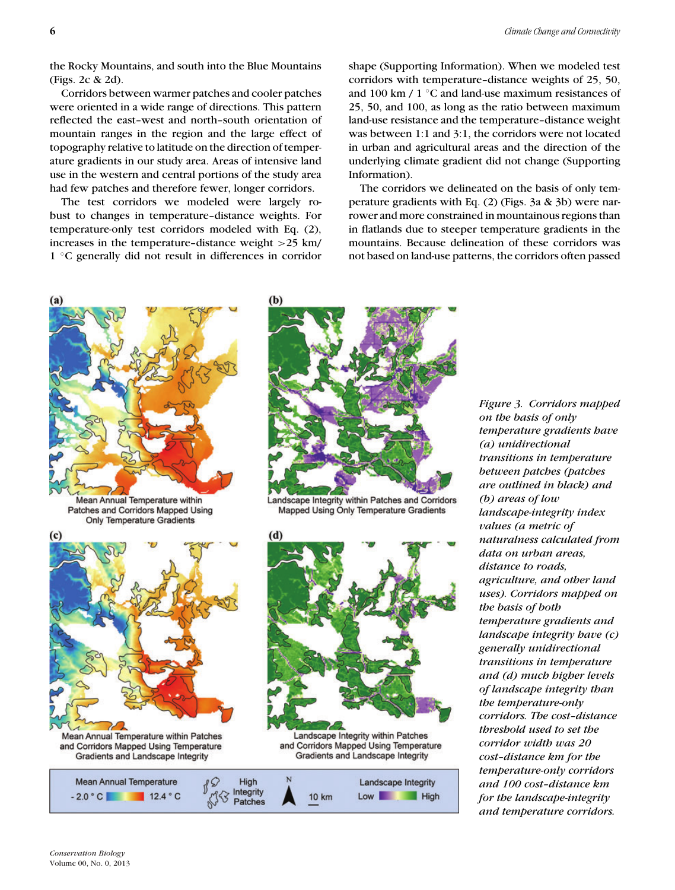the Rocky Mountains, and south into the Blue Mountains (Figs. 2c & 2d).

Corridors between warmer patches and cooler patches were oriented in a wide range of directions. This pattern reflected the east–west and north–south orientation of mountain ranges in the region and the large effect of topography relative to latitude on the direction of temperature gradients in our study area. Areas of intensive land use in the western and central portions of the study area had few patches and therefore fewer, longer corridors.

The test corridors we modeled were largely robust to changes in temperature–distance weights. For temperature-only test corridors modeled with Eq. (2), increases in the temperature–distance weight >25 km/ 1 °C generally did not result in differences in corridor shape (Supporting Information). When we modeled test corridors with temperature–distance weights of 25, 50, and 100 km / 1 °C and land-use maximum resistances of 25, 50, and 100, as long as the ratio between maximum land-use resistance and the temperature–distance weight was between 1:1 and 3:1, the corridors were not located in urban and agricultural areas and the direction of the underlying climate gradient did not change (Supporting Information).

The corridors we delineated on the basis of only temperature gradients with Eq. (2) (Figs. 3a & 3b) were narrower and more constrained in mountainous regions than in flatlands due to steeper temperature gradients in the mountains. Because delineation of these corridors was not based on land-use patterns, the corridors often passed

*Figure 3. Corridors mapped on the basis of only temperature gradients have (a) unidirectional transitions in temperature between patches (patches are outlined in black) and (b) areas of low landscape-integrity index values (a metric of naturalness calculated from data on urban areas, distance to roads, agriculture, and other land uses). Corridors mapped on the basis of both temperature gradients and landscape integrity have (c) generally unidirectional transitions in temperature and (d) much higher levels of landscape integrity than the temperature-only corridors. The cost–distance threshold used to set the corridor width was 20 cost–distance km for the temperature-only corridors and 100 cost–distance km for the landscape-integrity and temperature corridors.*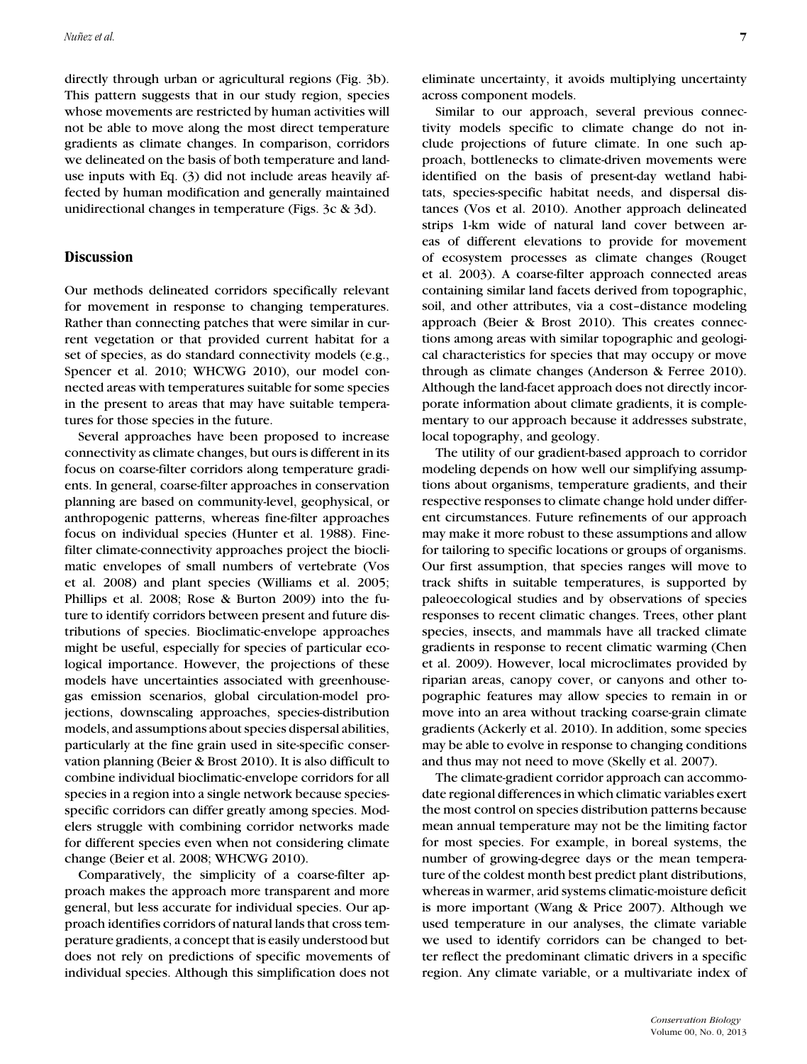directly through urban or agricultural regions (Fig. 3b). This pattern suggests that in our study region, species whose movements are restricted by human activities will not be able to move along the most direct temperature gradients as climate changes. In comparison, corridors we delineated on the basis of both temperature and land-use inputs with Eq. (3) did not include areas heavily affected by human modification and generally maintained unidirectional changes in temperature (Figs. 3c & 3d).

## Discussion

Our methods delineated corridors specifically relevant for movement in response to changing temperatures. Rather than connecting patches that were similar in current vegetation or that provided current habitat for a set of species, as do standard connectivity models (e.g., Spencer et al. 2010; WHCWG 2010), our model connected areas with temperatures suitable for some species in the present to areas that may have suitable temperatures for those species in the future.

Several approaches have been proposed to increase connectivity as climate changes, but ours is different in its focus on coarse-filter corridors along temperature gradients. In general, coarse-filter approaches in conservation planning are based on community-level, geophysical, or anthropogenic patterns, whereas fine-filter approaches focus on individual species (Hunter et al. 1988). Fine-filter climate-connectivity approaches project the bioclimatic envelopes of small numbers of vertebrate (Vos et al. 2008) and plant species (Williams et al. 2005; Phillips et al. 2008; Rose & Burton 2009) into the future to identify corridors between present and future distributions of species. Bioclimatic-envelope approaches might be useful, especially for species of particular ecological importance. However, the projections of these models have uncertainties associated with greenhouse-gas emission scenarios, global circulation-model projections, downscaling approaches, species-distribution models, and assumptions about species dispersal abilities, particularly at the fine grain used in site-specific conservation planning (Beier & Brost 2010). It is also difficult to combine individual bioclimatic-envelope corridors for all species in a region into a single network because species-specific corridors can differ greatly among species. Modelers struggle with combining corridor networks made for different species even when not considering climate change (Beier et al. 2008; WHCWG 2010).

Comparatively, the simplicity of a coarse-filter approach makes the approach more transparent and more general, but less accurate for individual species. Our approach identifies corridors of natural lands that cross temperature gradients, a concept that is easily understood but does not rely on predictions of specific movements of individual species. Although this simplification does not eliminate uncertainty, it avoids multiplying uncertainty across component models.

Similar to our approach, several previous connectivity models specific to climate change do not include projections of future climate. In one such approach, bottlenecks to climate-driven movements were identified on the basis of present-day wetland habitats, species-specific habitat needs, and dispersal distances (Vos et al. 2010). Another approach delineated strips 1-km wide of natural land cover between areas of different elevations to provide for movement of ecosystem processes as climate changes (Rouget et al. 2003). A coarse-filter approach connected areas containing similar land facets derived from topographic, soil, and other attributes, via a cost–distance modeling approach (Beier & Brost 2010). This creates connections among areas with similar topographic and geological characteristics for species that may occupy or move through as climate changes (Anderson & Ferree 2010). Although the land-facet approach does not directly incorporate information about climate gradients, it is complementary to our approach because it addresses substrate, local topography, and geology.

The utility of our gradient-based approach to corridor modeling depends on how well our simplifying assumptions about organisms, temperature gradients, and their respective responses to climate change hold under different circumstances. Future refinements of our approach may make it more robust to these assumptions and allow for tailoring to specific locations or groups of organisms. Our first assumption, that species ranges will move to track shifts in suitable temperatures, is supported by paleoecological studies and by observations of species responses to recent climatic changes. Trees, other plant species, insects, and mammals have all tracked climate gradients in response to recent climatic warming (Chen et al. 2009). However, local microclimates provided by riparian areas, canopy cover, or canyons and other topographic features may allow species to remain in or move into an area without tracking coarse-grain climate gradients (Ackerly et al. 2010). In addition, some species may be able to evolve in response to changing conditions and thus may not need to move (Skelly et al. 2007).

The climate-gradient corridor approach can accommodate regional differences in which climatic variables exert the most control on species distribution patterns because mean annual temperature may not be the limiting factor for most species. For example, in boreal systems, the number of growing-degree days or the mean temperature of the coldest month best predict plant distributions, whereas in warmer, arid systems climatic-moisture deficit is more important (Wang & Price 2007). Although we used temperature in our analyses, the climate variable we used to identify corridors can be changed to better reflect the predominant climatic drivers in a specific region. Any climate variable, or a multivariate index of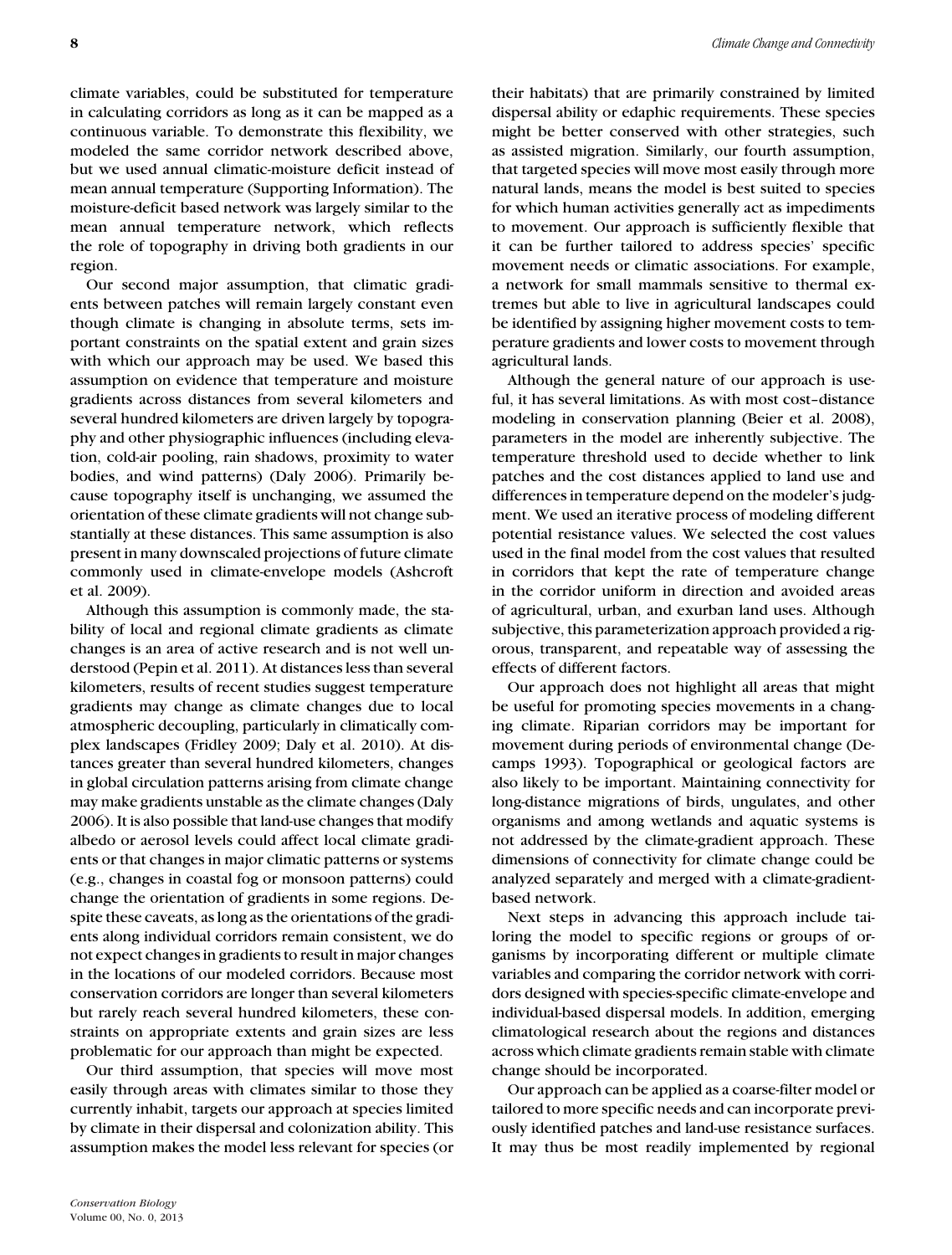climate variables, could be substituted for temperature in calculating corridors as long as it can be mapped as a continuous variable. To demonstrate this flexibility, we modeled the same corridor network described above, but we used annual climatic-moisture deficit instead of mean annual temperature (Supporting Information). The moisture-deficit based network was largely similar to the mean annual temperature network, which reflects the role of topography in driving both gradients in our region.

Our second major assumption, that climatic gradients between patches will remain largely constant even though climate is changing in absolute terms, sets important constraints on the spatial extent and grain sizes with which our approach may be used. We based this assumption on evidence that temperature and moisture gradients across distances from several kilometers and several hundred kilometers are driven largely by topography and other physiographic influences (including elevation, cold-air pooling, rain shadows, proximity to water bodies, and wind patterns) (Daly 2006). Primarily because topography itself is unchanging, we assumed the orientation of these climate gradients will not change substantially at these distances. This same assumption is also present in many downscaled projections of future climate commonly used in climate-envelope models (Ashcroft et al. 2009).

Although this assumption is commonly made, the stability of local and regional climate gradients as climate changes is an area of active research and is not well understood (Pepin et al. 2011). At distances less than several kilometers, results of recent studies suggest temperature gradients may change as climate changes due to local atmospheric decoupling, particularly in climatically complex landscapes (Fridley 2009; Daly et al. 2010). At distances greater than several hundred kilometers, changes in global circulation patterns arising from climate change may make gradients unstable as the climate changes (Daly 2006). It is also possible that land-use changes that modify albedo or aerosol levels could affect local climate gradients or that changes in major climatic patterns or systems (e.g., changes in coastal fog or monsoon patterns) could change the orientation of gradients in some regions. Despite these caveats, as long as the orientations of the gradients along individual corridors remain consistent, we do not expect changes in gradients to result in major changes in the locations of our modeled corridors. Because most conservation corridors are longer than several kilometers but rarely reach several hundred kilometers, these constraints on appropriate extents and grain sizes are less problematic for our approach than might be expected.

Our third assumption, that species will move most easily through areas with climates similar to those they currently inhabit, targets our approach at species limited by climate in their dispersal and colonization ability. This assumption makes the model less relevant for species (or their habitats) that are primarily constrained by limited dispersal ability or edaphic requirements. These species might be better conserved with other strategies, such as assisted migration. Similarly, our fourth assumption, that targeted species will move most easily through more natural lands, means the model is best suited to species for which human activities generally act as impediments to movement. Our approach is sufficiently flexible that it can be further tailored to address species' specific movement needs or climatic associations. For example, a network for small mammals sensitive to thermal extremes but able to live in agricultural landscapes could be identified by assigning higher movement costs to temperature gradients and lower costs to movement through agricultural lands.

Although the general nature of our approach is useful, it has several limitations. As with most cost–distance modeling in conservation planning (Beier et al. 2008), parameters in the model are inherently subjective. The temperature threshold used to decide whether to link patches and the cost distances applied to land use and differences in temperature depend on the modeler's judgment. We used an iterative process of modeling different potential resistance values. We selected the cost values used in the final model from the cost values that resulted in corridors that kept the rate of temperature change in the corridor uniform in direction and avoided areas of agricultural, urban, and exurban land uses. Although subjective, this parameterization approach provided a rigorous, transparent, and repeatable way of assessing the effects of different factors.

Our approach does not highlight all areas that might be useful for promoting species movements in a changing climate. Riparian corridors may be important for movement during periods of environmental change (Decamps 1993). Topographical or geological factors are also likely to be important. Maintaining connectivity for long-distance migrations of birds, ungulates, and other organisms and among wetlands and aquatic systems is not addressed by the climate-gradient approach. These dimensions of connectivity for climate change could be analyzed separately and merged with a climate-gradient-based network.

Next steps in advancing this approach include tailoring the model to specific regions or groups of organisms by incorporating different or multiple climate variables and comparing the corridor network with corridors designed with species-specific climate-envelope and individual-based dispersal models. In addition, emerging climatological research about the regions and distances across which climate gradients remain stable with climate change should be incorporated.

Our approach can be applied as a coarse-filter model or tailored to more specific needs and can incorporate previously identified patches and land-use resistance surfaces. It may thus be most readily implemented by regional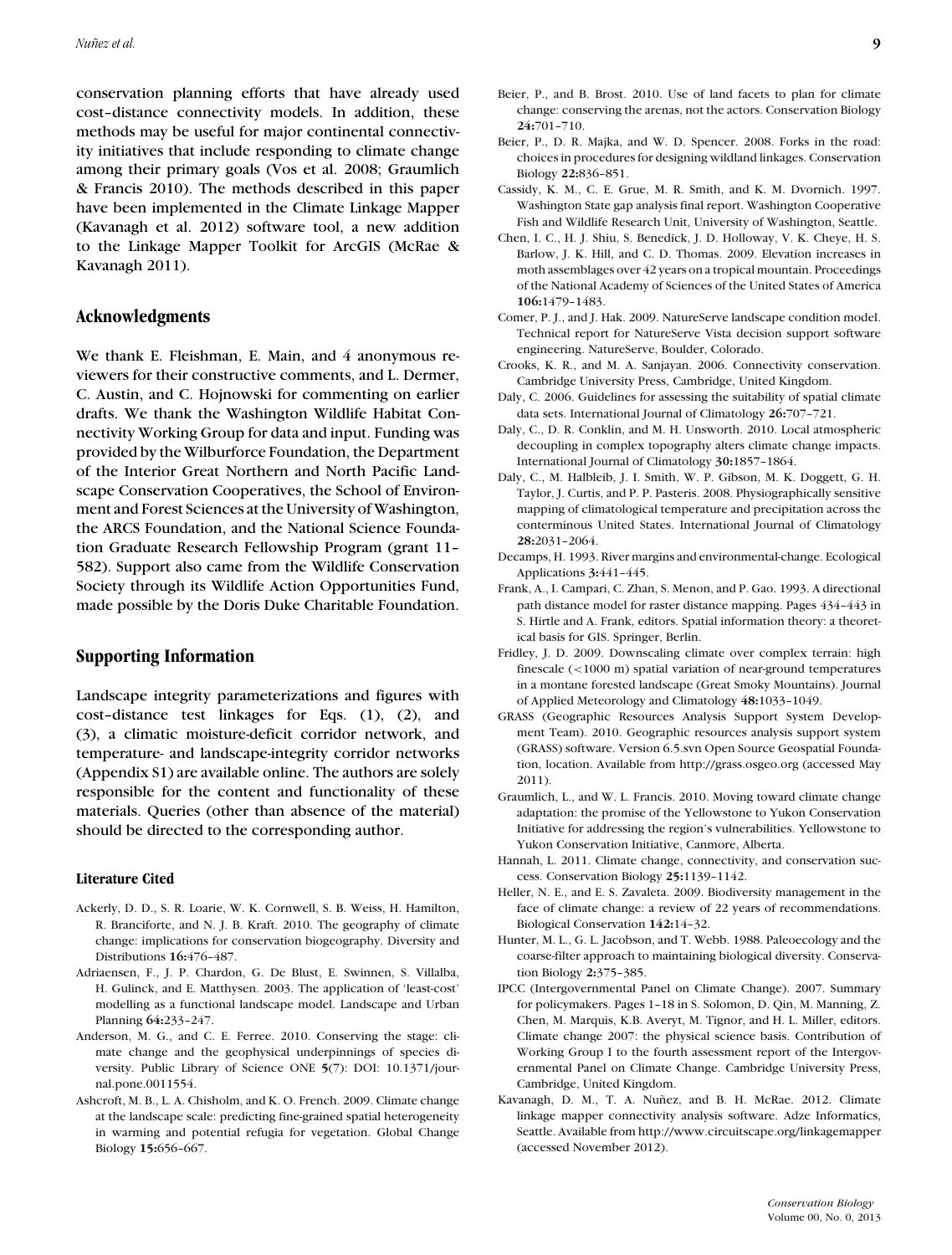conservation planning efforts that have already used cost–distance connectivity models. In addition, these methods may be useful for major continental connectivity initiatives that include responding to climate change among their primary goals (Vos et al. 2008; Graumlich & Francis 2010). The methods described in this paper have been implemented in the Climate Linkage Mapper (Kavanagh et al. 2012) software tool, a new addition to the Linkage Mapper Toolkit for ArcGIS (McRae & Kavanagh 2011).

## Acknowledgments

We thank E. Fleishman, E. Main, and 4 anonymous reviewers for their constructive comments, and L. Dermer, C. Austin, and C. Hojnowski for commenting on earlier drafts. We thank the Washington Wildlife Habitat Connectivity Working Group for data and input. Funding was provided by the Wilburforce Foundation, the Department of the Interior Great Northern and North Pacific Landscape Conservation Cooperatives, the School of Environment and Forest Sciences at the University of Washington, the ARCS Foundation, and the National Science Foundation Graduate Research Fellowship Program (grant 11–582). Support also came from the Wildlife Conservation Society through its Wildlife Action Opportunities Fund, made possible by the Doris Duke Charitable Foundation.

## Supporting Information

Landscape integrity parameterizations and figures with cost–distance test linkages for Eqs. (1), (2), and (3), a climatic moisture-deficit corridor network, and temperature- and landscape-integrity corridor networks (Appendix S1) are available online. The authors are solely responsible for the content and functionality of these materials. Queries (other than absence of the material) should be directed to the corresponding author.

### Literature Cited

Ackerly, D. D., S. R. Loarie, W. K. Cornwell, S. B. Weiss, H. Hamilton, R. Branciforte, and N. J. B. Kraft. 2010. The geography of climate change: implications for conservation biogeography. Diversity and Distributions **16:**476–487.

Adriaensen, F., J. P. Chardon, G. De Blust, E. Swinnen, S. Villalba, H. Gulinck, and E. Matthysen. 2003. The application of 'least-cost' modelling as a functional landscape model. Landscape and Urban Planning **64:**233–247.

Anderson, M. G., and C. E. Ferree. 2010. Conserving the stage: climate change and the geophysical underpinnings of species diversity. Public Library of Science ONE **5**(7): DOI: 10.1371/journal.pone.0011554.

Ashcroft, M. B., L. A. Chisholm, and K. O. French. 2009. Climate change at the landscape scale: predicting fine-grained spatial heterogeneity in warming and potential refugia for vegetation. Global Change Biology **15:**656–667.

Beier, P., and B. Brost. 2010. Use of land facets to plan for climate change: conserving the arenas, not the actors. Conservation Biology **24:**701–710.

Beier, P., D. R. Majka, and W. D. Spencer. 2008. Forks in the road: choices in procedures for designing wildland linkages. Conservation Biology **22:**836–851.

Cassidy, K. M., C. E. Grue, M. R. Smith, and K. M. Dvornich. 1997. Washington State gap analysis final report. Washington Cooperative Fish and Wildlife Research Unit, University of Washington, Seattle.

Chen, I. C., H. J. Shiu, S. Benedick, J. D. Holloway, V. K. Cheye, H. S. Barlow, J. K. Hill, and C. D. Thomas. 2009. Elevation increases in moth assemblages over 42 years on a tropical mountain. Proceedings of the National Academy of Sciences of the United States of America **106:**1479–1483.

Comer, P. J., and J. Hak. 2009. NatureServe landscape condition model. Technical report for NatureServe Vista decision support software engineering. NatureServe, Boulder, Colorado.

Crooks, K. R., and M. A. Sanjayan. 2006. Connectivity conservation. Cambridge University Press, Cambridge, United Kingdom.

Daly, C. 2006. Guidelines for assessing the suitability of spatial climate data sets. International Journal of Climatology **26:**707–721.

Daly, C., D. R. Conklin, and M. H. Unsworth. 2010. Local atmospheric decoupling in complex topography alters climate change impacts. International Journal of Climatology **30:**1857–1864.

Daly, C., M. Halbleib, J. I. Smith, W. P. Gibson, M. K. Doggett, G. H. Taylor, J. Curtis, and P. P. Pasteris. 2008. Physiographically sensitive mapping of climatological temperature and precipitation across the conterminous United States. International Journal of Climatology **28:**2031–2064.

Decamps, H. 1993. River margins and environmental-change. Ecological Applications **3:**441–445.

Frank, A., I. Campari, C. Zhan, S. Menon, and P. Gao. 1993. A directional path distance model for raster distance mapping. Pages 434–443 in S. Hirtle and A. Frank, editors. Spatial information theory: a theoretical basis for GIS. Springer, Berlin.

Fridley, J. D. 2009. Downscaling climate over complex terrain: high finescale (<1000 m) spatial variation of near-ground temperatures in a montane forested landscape (Great Smoky Mountains). Journal of Applied Meteorology and Climatology **48:**1033–1049.

GRASS (Geographic Resources Analysis Support System Development Team). 2010. Geographic resources analysis support system (GRASS) software. Version 6.5.svn Open Source Geospatial Foundation, location. Available from http://grass.osgeo.org (accessed May 2011).

Graumlich, L., and W. L. Francis. 2010. Moving toward climate change adaptation: the promise of the Yellowstone to Yukon Conservation Initiative for addressing the region's vulnerabilities. Yellowstone to Yukon Conservation Initiative, Canmore, Alberta.

Hannah, L. 2011. Climate change, connectivity, and conservation success. Conservation Biology **25:**1139–1142.

Heller, N. E., and E. S. Zavaleta. 2009. Biodiversity management in the face of climate change: a review of 22 years of recommendations. Biological Conservation **142:**14–32.

Hunter, M. L., G. L. Jacobson, and T. Webb. 1988. Paleoecology and the coarse-filter approach to maintaining biological diversity. Conservation Biology **2:**375–385.

IPCC (Intergovernmental Panel on Climate Change). 2007. Summary for policymakers. Pages 1–18 in S. Solomon, D. Qin, M. Manning, Z. Chen, M. Marquis, K.B. Averyt, M. Tignor, and H. L. Miller, editors. Climate change 2007: the physical science basis. Contribution of Working Group I to the fourth assessment report of the Intergovernmental Panel on Climate Change. Cambridge University Press, Cambridge, United Kingdom.

Kavanagh, D. M., T. A. Nuñez, and B. H. McRae. 2012. Climate linkage mapper connectivity analysis software. Adze Informatics, Seattle. Available from http://www.circuitscape.org/linkagemapper (accessed November 2012).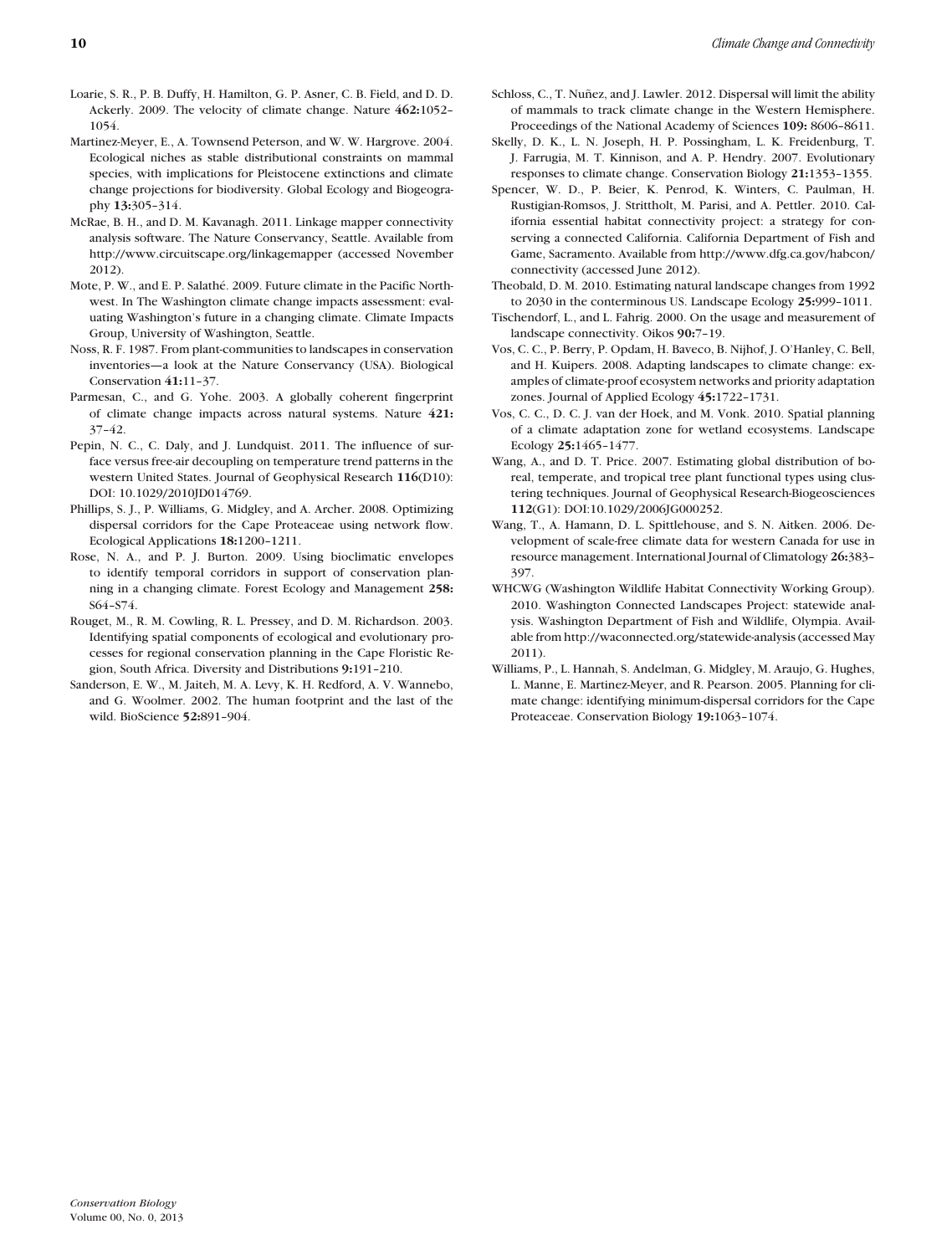Loarie, S. R., P. B. Duffy, H. Hamilton, G. P. Asner, C. B. Field, and D. D. Ackerly. 2009. The velocity of climate change. Nature **462:**1052–1054.

Martinez-Meyer, E., A. Townsend Peterson, and W. W. Hargrove. 2004. Ecological niches as stable distributional constraints on mammal species, with implications for Pleistocene extinctions and climate change projections for biodiversity. Global Ecology and Biogeography **13:**305–314.

McRae, B. H., and D. M. Kavanagh. 2011. Linkage mapper connectivity analysis software. The Nature Conservancy, Seattle. Available from http://www.circuitscape.org/linkagemapper (accessed November 2012).

Mote, P. W., and E. P. Salathé. 2009. Future climate in the Pacific Northwest. In The Washington climate change impacts assessment: evaluating Washington's future in a changing climate. Climate Impacts Group, University of Washington, Seattle.

Noss, R. F. 1987. From plant-communities to landscapes in conservation inventories—a look at the Nature Conservancy (USA). Biological Conservation **41:**11–37.

Parmesan, C., and G. Yohe. 2003. A globally coherent fingerprint of climate change impacts across natural systems. Nature **421:** 37–42.

Pepin, N. C., C. Daly, and J. Lundquist. 2011. The influence of surface versus free-air decoupling on temperature trend patterns in the western United States. Journal of Geophysical Research **116**(D10): DOI: 10.1029/2010JD014769.

Phillips, S. J., P. Williams, G. Midgley, and A. Archer. 2008. Optimizing dispersal corridors for the Cape Proteaceae using network flow. Ecological Applications **18:**1200–1211.

Rose, N. A., and P. J. Burton. 2009. Using bioclimatic envelopes to identify temporal corridors in support of conservation planning in a changing climate. Forest Ecology and Management **258:** S64–S74.

Rouget, M., R. M. Cowling, R. L. Pressey, and D. M. Richardson. 2003. Identifying spatial components of ecological and evolutionary processes for regional conservation planning in the Cape Floristic Region, South Africa. Diversity and Distributions **9:**191–210.

Sanderson, E. W., M. Jaiteh, M. A. Levy, K. H. Redford, A. V. Wannebo, and G. Woolmer. 2002. The human footprint and the last of the wild. BioScience **52:**891–904.

Schloss, C., T. Nuñez, and J. Lawler. 2012. Dispersal will limit the ability of mammals to track climate change in the Western Hemisphere. Proceedings of the National Academy of Sciences **109:** 8606–8611.

Skelly, D. K., L. N. Joseph, H. P. Possingham, L. K. Freidenburg, T. J. Farrugia, M. T. Kinnison, and A. P. Hendry. 2007. Evolutionary responses to climate change. Conservation Biology **21:**1353–1355.

Spencer, W. D., P. Beier, K. Penrod, K. Winters, C. Paulman, H. Rustigian-Romsos, J. Strittholt, M. Parisi, and A. Pettler. 2010. California essential habitat connectivity project: a strategy for conserving a connected California. California Department of Fish and Game, Sacramento. Available from http://www.dfg.ca.gov/habcon/connectivity (accessed June 2012).

Theobald, D. M. 2010. Estimating natural landscape changes from 1992 to 2030 in the conterminous US. Landscape Ecology **25:**999–1011.

Tischendorf, L., and L. Fahrig. 2000. On the usage and measurement of landscape connectivity. Oikos **90:**7–19.

Vos, C. C., P. Berry, P. Opdam, H. Baveco, B. Nijhof, J. O'Hanley, C. Bell, and H. Kuipers. 2008. Adapting landscapes to climate change: examples of climate-proof ecosystem networks and priority adaptation zones. Journal of Applied Ecology **45:**1722–1731.

Vos, C. C., D. C. J. van der Hoek, and M. Vonk. 2010. Spatial planning of a climate adaptation zone for wetland ecosystems. Landscape Ecology **25:**1465–1477.

Wang, A., and D. T. Price. 2007. Estimating global distribution of boreal, temperate, and tropical tree plant functional types using clustering techniques. Journal of Geophysical Research-Biogeosciences **112**(G1): DOI:10.1029/2006JG000252.

Wang, T., A. Hamann, D. L. Spittlehouse, and S. N. Aitken. 2006. Development of scale-free climate data for western Canada for use in resource management. International Journal of Climatology **26:**383–397.

WHCWG (Washington Wildlife Habitat Connectivity Working Group). 2010. Washington Connected Landscapes Project: statewide analysis. Washington Department of Fish and Wildlife, Olympia. Available from http://waconnected.org/statewide-analysis (accessed May 2011).

Williams, P., L. Hannah, S. Andelman, G. Midgley, M. Araujo, G. Hughes, L. Manne, E. Martinez-Meyer, and R. Pearson. 2005. Planning for climate change: identifying minimum-dispersal corridors for the Cape Proteaceae. Conservation Biology **19:**1063–1074.